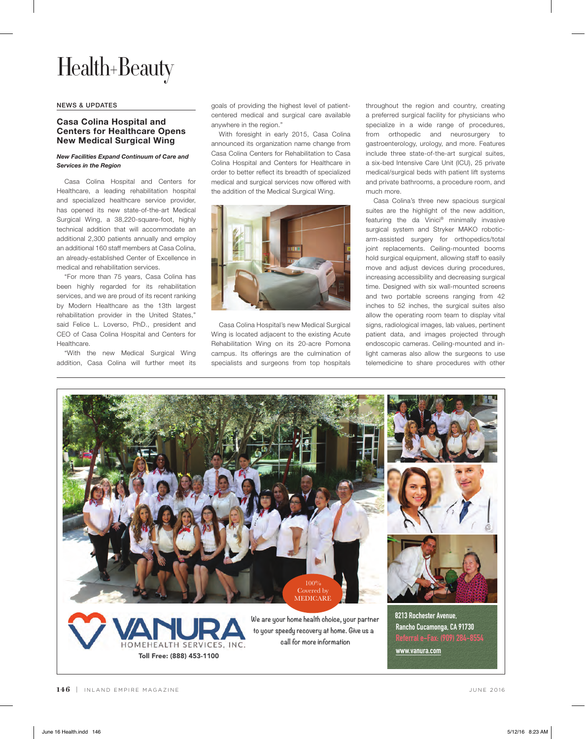# Health+Beauty

NEWS & UPDATES

## Casa Colina Hospital and Centers for Healthcare Opens New Medical Surgical Wing

***New Facilities Expand Continuum of Care and Services in the Region***

Casa Colina Hospital and Centers for Healthcare, a leading rehabilitation hospital and specialized healthcare service provider, has opened its new state-of-the-art Medical Surgical Wing, a 38,220-square-foot, highly technical addition that will accommodate an additional 2,300 patients annually and employ an additional 160 staff members at Casa Colina, an already-established Center of Excellence in medical and rehabilitation services.

"For more than 75 years, Casa Colina has been highly regarded for its rehabilitation services, and we are proud of its recent ranking by Modern Healthcare as the 13th largest rehabilitation provider in the United States," said Felice L. Loverso, PhD., president and CEO of Casa Colina Hospital and Centers for Healthcare.

"With the new Medical Surgical Wing addition, Casa Colina will further meet its goals of providing the highest level of patient-centered medical and surgical care available anywhere in the region."

With foresight in early 2015, Casa Colina announced its organization name change from Casa Colina Centers for Rehabilitation to Casa Colina Hospital and Centers for Healthcare in order to better reflect its breadth of specialized medical and surgical services now offered with the addition of the Medical Surgical Wing.

Casa Colina Hospital's new Medical Surgical Wing is located adjacent to the existing Acute Rehabilitation Wing on its 20-acre Pomona campus. Its offerings are the culmination of specialists and surgeons from top hospitals throughout the region and country, creating a preferred surgical facility for physicians who specialize in a wide range of procedures, from orthopedic and neurosurgery to gastroenterology, urology, and more. Features include three state-of-the-art surgical suites, a six-bed Intensive Care Unit (ICU), 25 private medical/surgical beds with patient lift systems and private bathrooms, a procedure room, and much more.

Casa Colina's three new spacious surgical suites are the highlight of the new addition, featuring the da Vinci® minimally invasive surgical system and Stryker MAKO robotic-arm-assisted surgery for orthopedics/total joint replacements. Ceiling-mounted booms hold surgical equipment, allowing staff to easily move and adjust devices during procedures, increasing accessibility and decreasing surgical time. Designed with six wall-mounted screens and two portable screens ranging from 42 inches to 52 inches, the surgical suites also allow the operating room team to display vital signs, radiological images, lab values, pertinent patient data, and images projected through endoscopic cameras. Ceiling-mounted and in-light cameras also allow the surgeons to use telemedicine to share procedures with other

---

100% Covered by MEDICARE

**VANURA** HOMEHEALTH SERVICES, INC.

**Toll Free: (888) 453-1100**

We are your home health choice, your partner to your speedy recovery at home. Give us a call for more information

8213 Rochester Avenue,
Rancho Cucamonga, CA 91730
Referral e-Fax: (909) 284-8554
www.vanura.com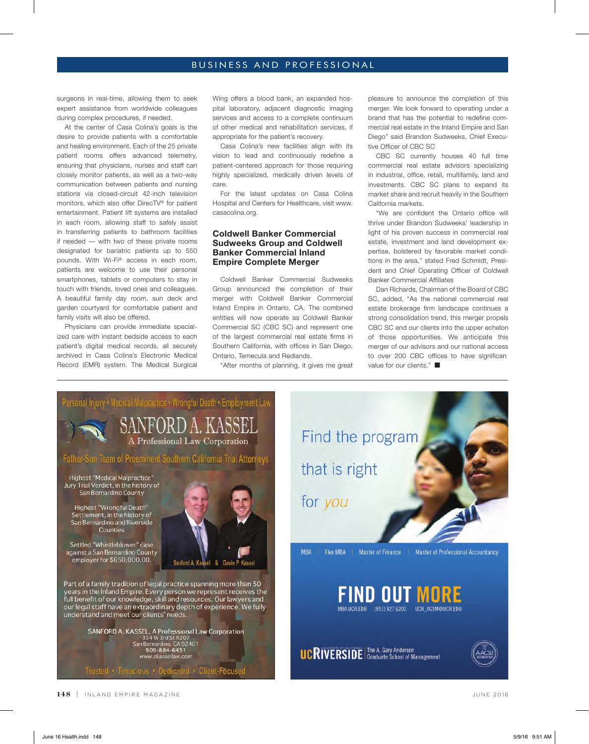surgeons in real-time, allowing them to seek expert assistance from worldwide colleagues during complex procedures, if needed.

At the center of Casa Colina's goals is the desire to provide patients with a comfortable and healing environment. Each of the 25 private patient rooms offers advanced telemetry, ensuring that physicians, nurses and staff can closely monitor patients, as well as a two-way communication between patients and nursing stations via closed-circuit 42-inch television monitors, which also offer DirecTV® for patient entertainment. Patient lift systems are installed in each room, allowing staff to safely assist in transferring patients to bathroom facilities if needed — with two of these private rooms designated for bariatric patients up to 550 pounds. With Wi-Fi® access in each room, patients are welcome to use their personal smartphones, tablets or computers to stay in touch with friends, loved ones and colleagues. A beautiful family day room, sun deck and garden courtyard for comfortable patient and family visits will also be offered.

Physicians can provide immediate specialized care with instant bedside access to each patient's digital medical records, all securely archived in Casa Colina's Electronic Medical Record (EMR) system. The Medical Surgical Wing offers a blood bank, an expanded hospital laboratory, adjacent diagnostic imaging services and access to a complete continuum of other medical and rehabilitation services, if appropriate for the patient's recovery.

Casa Colina's new facilities align with its vision to lead and continuously redefine a patient-centered approach for those requiring highly specialized, medically driven levels of care.

For the latest updates on Casa Colina Hospital and Centers for Healthcare, visit www.casacolina.org.

## Coldwell Banker Commercial Sudweeks Group and Coldwell Banker Commercial Inland Empire Complete Merger

Coldwell Banker Commercial Sudweeks Group announced the completion of their merger with Coldwell Banker Commercial Inland Empire in Ontario, CA. The combined entities will now operate as Coldwell Banker Commercial SC (CBC SC) and represent one of the largest commercial real estate firms in Southern California, with offices in San Diego, Ontario, Temecula and Redlands.

"After months of planning, it gives me great pleasure to announce the completion of this merger. We look forward to operating under a brand that has the potential to redefine commercial real estate in the Inland Empire and San Diego" said Brandon Sudweeks, Chief Executive Officer of CBC SC

CBC SC currently houses 40 full time commercial real estate advisors specializing in industrial, office, retail, multifamily, land and investments. CBC SC plans to expand its market share and recruit heavily in the Southern California markets.

"We are confident the Ontario office will thrive under Brandon Sudweeks' leadership in light of his proven success in commercial real estate, investment and land development expertise, bolstered by favorable market conditions in the area," stated Fred Schmidt, President and Chief Operating Officer of Coldwell Banker Commercial Affiliates

Dan Richards, Chairman of the Board of CBC SC, added, "As the national commercial real estate brokerage firm landscape continues a strong consolidation trend, this merger propels CBC SC and our clients into the upper echelon of those opportunities. We anticipate this merger of our advisors and our national access to over 200 CBC offices to have significan value for our clients." ■

Personal Injury • Medical Malpractice • Wrongful Death • Employment Law

SANFORD A. KASSEL
A Professional Law Corporation

Father-Son Team of Preeminent Southern California Trial Attorneys

Highest "Medical Malpractice" Jury Trial Verdict, in the history of San Bernardino County

Highest "Wrongful Death" Settlement, in the history of San Bernardino and Riverside Counties

Settled "Whistleblower" case against a San Bernardino County employer for $650,000.00.

Sanford A. Kassel & Gavin P. Kassel

Part of a family tradition of legal practice spanning more than 50 years in the Inland Empire. Every person we represent receives the full benefit of our knowledge, skill and resources. Our lawyers and our legal staff have an extraordinary depth of experience. We fully understand and meet our clients' needs.

SANFORD A. KASSEL, A Professional Law Corporation
334 W 3rd St #207
San Bernardino, CA 92401
909-884-6451
www.skassellaw.com

Trusted • Tenacious • Dedicated • Client-Focused

Find the program that is right for *you*

MBA | Flex MBA | Master of Finance | Master of Professional Accountancy

FIND OUT MORE
MBA.UCR.EDU (951) 827 6200 UCR_AGSM@UCR.EDU

UC RIVERSIDE The A. Gary Anderson Graduate School of Management